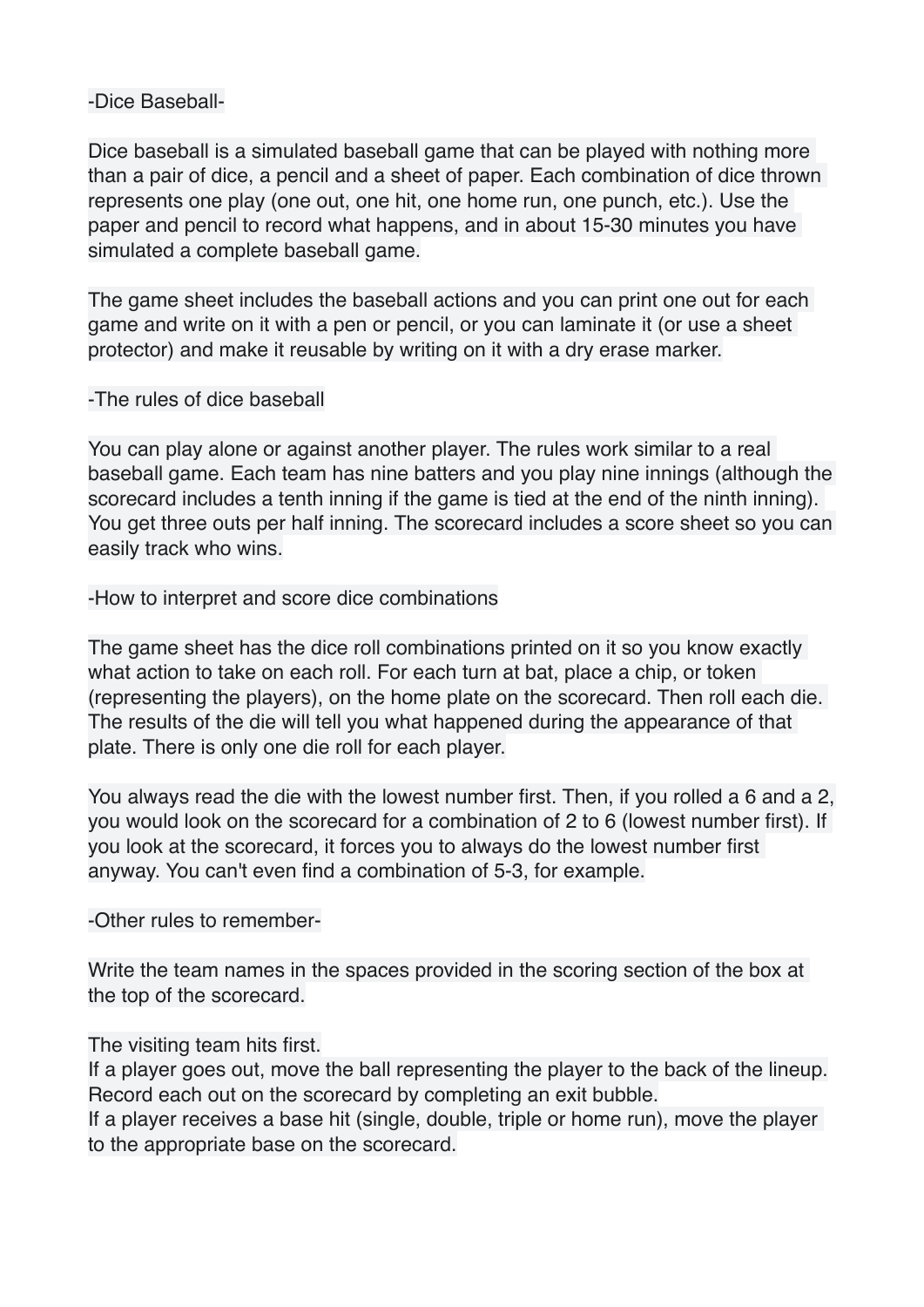# -Dice Baseball-

Dice baseball is a simulated baseball game that can be played with nothing more than a pair of dice, a pencil and a sheet of paper. Each combination of dice thrown represents one play (one out, one hit, one home run, one punch, etc.). Use the paper and pencil to record what happens, and in about 15-30 minutes you have simulated a complete baseball game.

The game sheet includes the baseball actions and you can print one out for each game and write on it with a pen or pencil, or you can laminate it (or use a sheet protector) and make it reusable by writing on it with a dry erase marker.

## -The rules of dice baseball

You can play alone or against another player. The rules work similar to a real baseball game. Each team has nine batters and you play nine innings (although the scorecard includes a tenth inning if the game is tied at the end of the ninth inning). You get three outs per half inning. The scorecard includes a score sheet so you can easily track who wins.

## -How to interpret and score dice combinations

The game sheet has the dice roll combinations printed on it so you know exactly what action to take on each roll. For each turn at bat, place a chip, or token (representing the players), on the home plate on the scorecard. Then roll each die. The results of the die will tell you what happened during the appearance of that plate. There is only one die roll for each player.

You always read the die with the lowest number first. Then, if you rolled a 6 and a 2, you would look on the scorecard for a combination of 2 to 6 (lowest number first). If you look at the scorecard, it forces you to always do the lowest number first anyway. You can't even find a combination of 5-3, for example.

## -Other rules to remember-

Write the team names in the spaces provided in the scoring section of the box at the top of the scorecard.

The visiting team hits first.
If a player goes out, move the ball representing the player to the back of the lineup. Record each out on the scorecard by completing an exit bubble.
If a player receives a base hit (single, double, triple or home run), move the player to the appropriate base on the scorecard.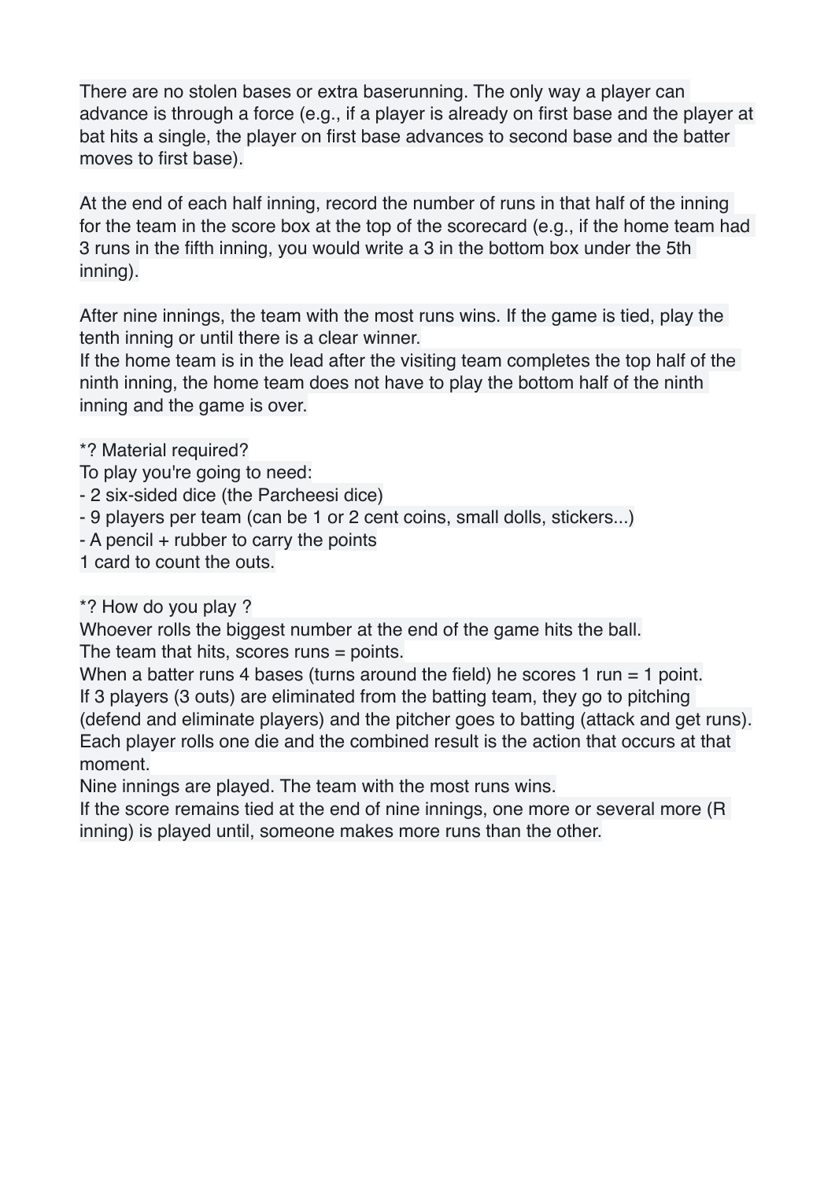There are no stolen bases or extra baserunning. The only way a player can advance is through a force (e.g., if a player is already on first base and the player at bat hits a single, the player on first base advances to second base and the batter moves to first base).

At the end of each half inning, record the number of runs in that half of the inning for the team in the score box at the top of the scorecard (e.g., if the home team had 3 runs in the fifth inning, you would write a 3 in the bottom box under the 5th inning).

After nine innings, the team with the most runs wins. If the game is tied, play the tenth inning or until there is a clear winner.
If the home team is in the lead after the visiting team completes the top half of the ninth inning, the home team does not have to play the bottom half of the ninth inning and the game is over.

*? Material required?
To play you're going to need:
- 2 six-sided dice (the Parcheesi dice)
- 9 players per team (can be 1 or 2 cent coins, small dolls, stickers...)
- A pencil + rubber to carry the points
1 card to count the outs.

*? How do you play ?
Whoever rolls the biggest number at the end of the game hits the ball.
The team that hits, scores runs = points.
When a batter runs 4 bases (turns around the field) he scores 1 run = 1 point.
If 3 players (3 outs) are eliminated from the batting team, they go to pitching (defend and eliminate players) and the pitcher goes to batting (attack and get runs).
Each player rolls one die and the combined result is the action that occurs at that moment.
Nine innings are played. The team with the most runs wins.
If the score remains tied at the end of nine innings, one more or several more (R inning) is played until, someone makes more runs than the other.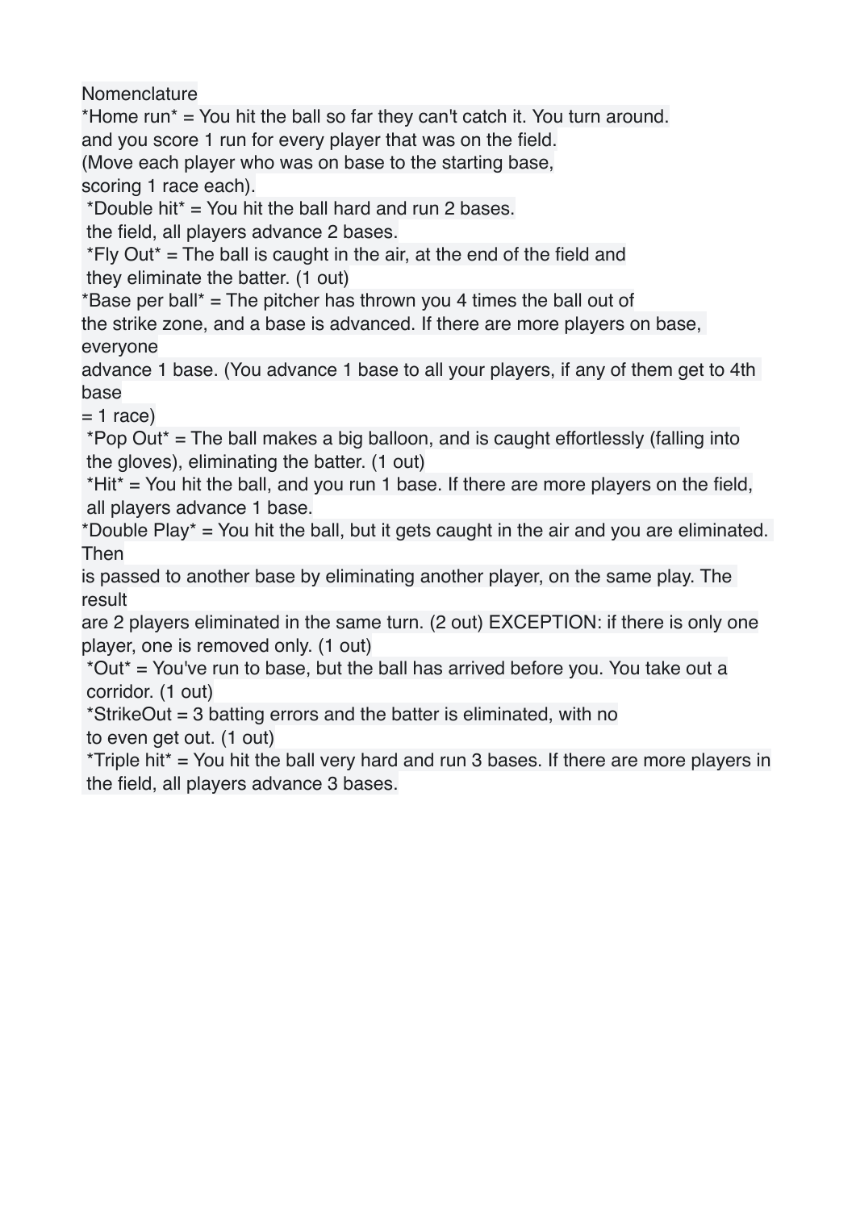Nomenclature

*Home run* = You hit the ball so far they can't catch it. You turn around.
and you score 1 run for every player that was on the field.
(Move each player who was on base to the starting base,
scoring 1 race each).

*Double hit* = You hit the ball hard and run 2 bases.
the field, all players advance 2 bases.

*Fly Out* = The ball is caught in the air, at the end of the field and
they eliminate the batter. (1 out)

*Base per ball* = The pitcher has thrown you 4 times the ball out of
the strike zone, and a base is advanced. If there are more players on base,
everyone
advance 1 base. (You advance 1 base to all your players, if any of them get to 4th
base
= 1 race)

*Pop Out* = The ball makes a big balloon, and is caught effortlessly (falling into
the gloves), eliminating the batter. (1 out)

*Hit* = You hit the ball, and you run 1 base. If there are more players on the field,
all players advance 1 base.

*Double Play* = You hit the ball, but it gets caught in the air and you are eliminated.
Then
is passed to another base by eliminating another player, on the same play. The
result
are 2 players eliminated in the same turn. (2 out) EXCEPTION: if there is only one
player, one is removed only. (1 out)

*Out* = You've run to base, but the ball has arrived before you. You take out a
corridor. (1 out)

*StrikeOut = 3 batting errors and the batter is eliminated, with no
to even get out. (1 out)

*Triple hit* = You hit the ball very hard and run 3 bases. If there are more players in
the field, all players advance 3 bases.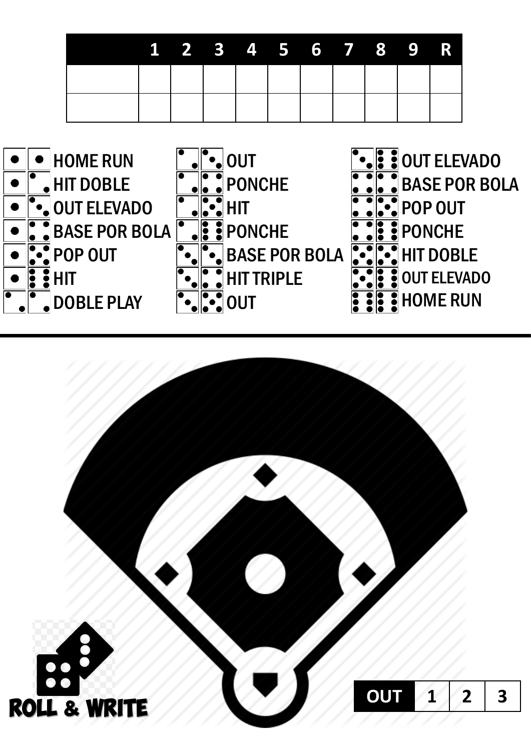| | 1 | 2 | 3 | 4 | 5 | 6 | 7 | 8 | 9 | R |
|---|---|---|---|---|---|---|---|---|---|---|
| | | | | | | | | | | |
| | | | | | | | | | | |

| Dados | Resultado |
|---|---|
| 1 - 1 | HOME RUN |
| 1 - 2 | HIT DOBLE |
| 1 - 3 | OUT ELEVADO |
| 1 - 4 | BASE POR BOLA |
| 1 - 5 | POP OUT |
| 1 - 6 | HIT |
| 2 - 2 | DOBLE PLAY |
| 2 - 3 | OUT |
| 2 - 4 | PONCHE |
| 2 - 5 | HIT |
| 2 - 6 | PONCHE |
| 3 - 3 | BASE POR BOLA |
| 3 - 4 | HIT TRIPLE |
| 3 - 5 | OUT |
| 3 - 6 | OUT ELEVADO |
| 4 - 4 | BASE POR BOLA |
| 4 - 5 | POP OUT |
| 4 - 6 | PONCHE |
| 5 - 5 | HIT DOBLE |
| 5 - 6 | OUT ELEVADO |
| 6 - 6 | HOME RUN |

ROLL & WRITE

| OUT | 1 | 2 | 3 |
|---|---|---|---|